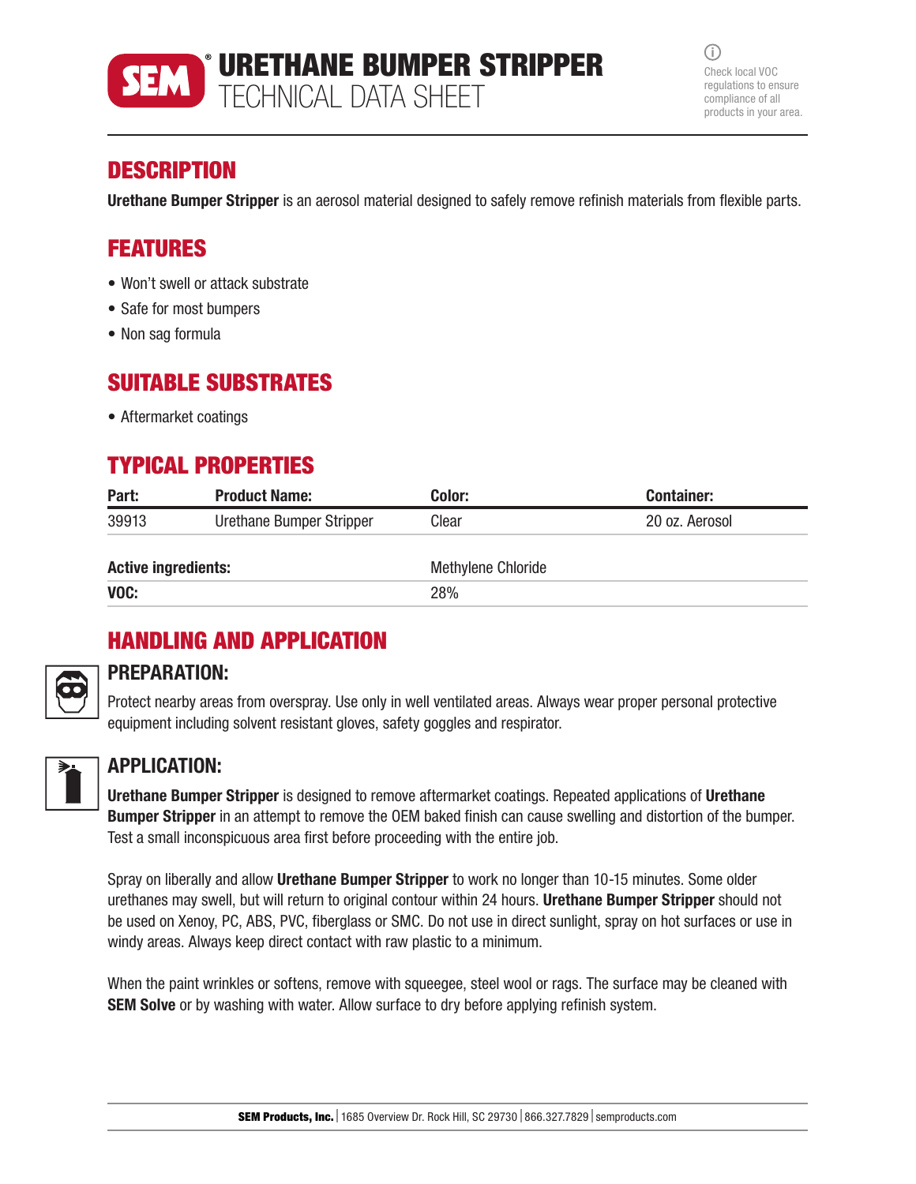# SEM® URETHANE BUMPER STRIPPER TECHNICAL DATA SHEET

Check local VOC regulations to ensure compliance of all products in your area.

## DESCRIPTION

**Urethane Bumper Stripper** is an aerosol material designed to safely remove refinish materials from flexible parts.

## FEATURES

- Won't swell or attack substrate
- Safe for most bumpers
- Non sag formula

## SUITABLE SUBSTRATES

- Aftermarket coatings

## TYPICAL PROPERTIES

| Part: | Product Name: | Color: | Container: |
|---|---|---|---|
| 39913 | Urethane Bumper Stripper | Clear | 20 oz. Aerosol |

| | |
|---|---|
| **Active ingredients:** | Methylene Chloride |
| **VOC:** | 28% |

## HANDLING AND APPLICATION

### PREPARATION:

Protect nearby areas from overspray. Use only in well ventilated areas. Always wear proper personal protective equipment including solvent resistant gloves, safety goggles and respirator.

### APPLICATION:

**Urethane Bumper Stripper** is designed to remove aftermarket coatings. Repeated applications of **Urethane Bumper Stripper** in an attempt to remove the OEM baked finish can cause swelling and distortion of the bumper. Test a small inconspicuous area first before proceeding with the entire job.

Spray on liberally and allow **Urethane Bumper Stripper** to work no longer than 10-15 minutes. Some older urethanes may swell, but will return to original contour within 24 hours. **Urethane Bumper Stripper** should not be used on Xenoy, PC, ABS, PVC, fiberglass or SMC. Do not use in direct sunlight, spray on hot surfaces or use in windy areas. Always keep direct contact with raw plastic to a minimum.

When the paint wrinkles or softens, remove with squeegee, steel wool or rags. The surface may be cleaned with **SEM Solve** or by washing with water. Allow surface to dry before applying refinish system.

**SEM Products, Inc.** | 1685 Overview Dr. Rock Hill, SC 29730 | 866.327.7829 | semproducts.com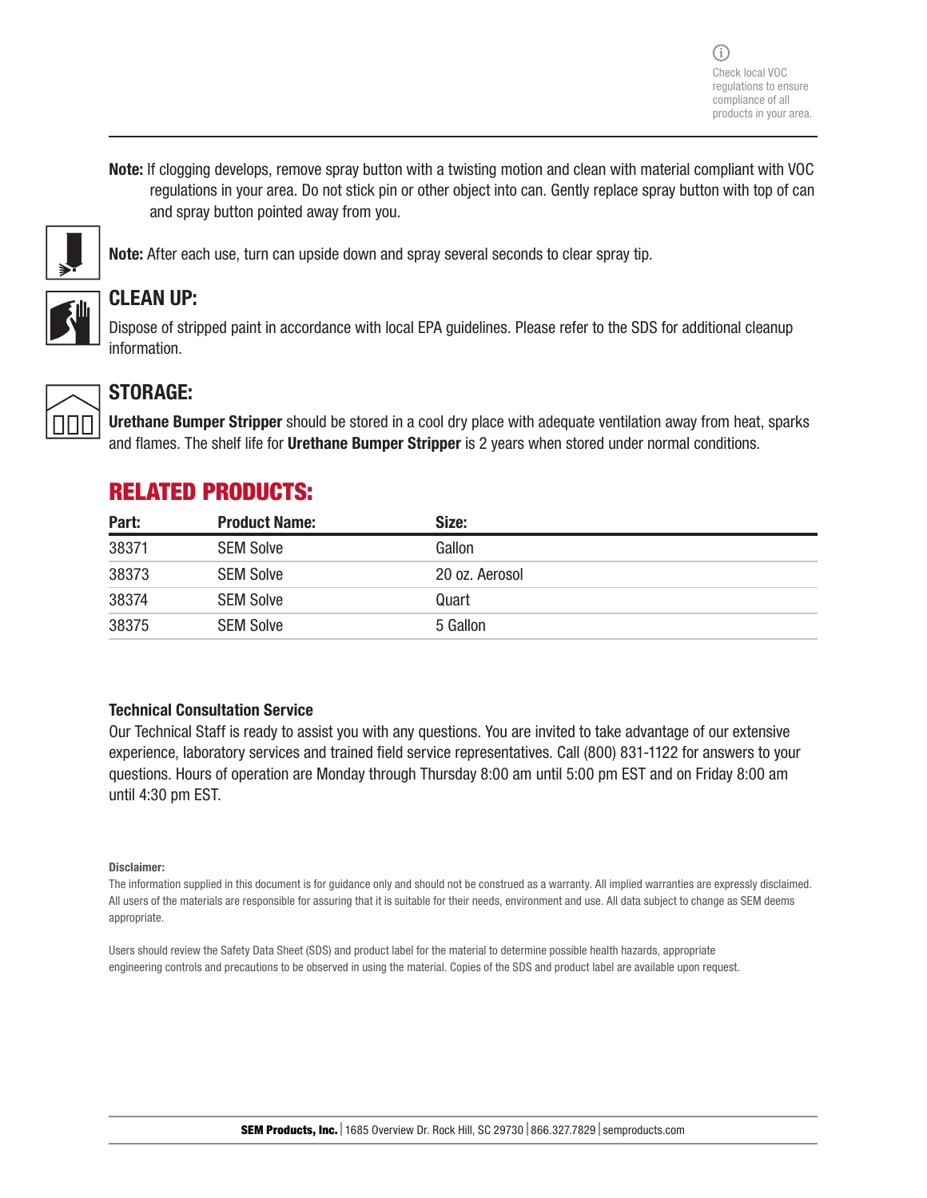Check local VOC regulations to ensure compliance of all products in your area.

**Note:** If clogging develops, remove spray button with a twisting motion and clean with material compliant with VOC regulations in your area. Do not stick pin or other object into can. Gently replace spray button with top of can and spray button pointed away from you.

**Note:** After each use, turn can upside down and spray several seconds to clear spray tip.

## CLEAN UP:

Dispose of stripped paint in accordance with local EPA guidelines. Please refer to the SDS for additional cleanup information.

## STORAGE:

**Urethane Bumper Stripper** should be stored in a cool dry place with adequate ventilation away from heat, sparks and flames. The shelf life for **Urethane Bumper Stripper** is 2 years when stored under normal conditions.

## RELATED PRODUCTS:

| Part: | Product Name: | Size: |
| --- | --- | --- |
| 38371 | SEM Solve | Gallon |
| 38373 | SEM Solve | 20 oz. Aerosol |
| 38374 | SEM Solve | Quart |
| 38375 | SEM Solve | 5 Gallon |

### Technical Consultation Service

Our Technical Staff is ready to assist you with any questions. You are invited to take advantage of our extensive experience, laboratory services and trained field service representatives. Call (800) 831-1122 for answers to your questions. Hours of operation are Monday through Thursday 8:00 am until 5:00 pm EST and on Friday 8:00 am until 4:30 pm EST.

**Disclaimer:**

The information supplied in this document is for guidance only and should not be construed as a warranty. All implied warranties are expressly disclaimed. All users of the materials are responsible for assuring that it is suitable for their needs, environment and use. All data subject to change as SEM deems appropriate.

Users should review the Safety Data Sheet (SDS) and product label for the material to determine possible health hazards, appropriate engineering controls and precautions to be observed in using the material. Copies of the SDS and product label are available upon request.

**SEM Products, Inc.** | 1685 Overview Dr. Rock Hill, SC 29730 | 866.327.7829 | semproducts.com